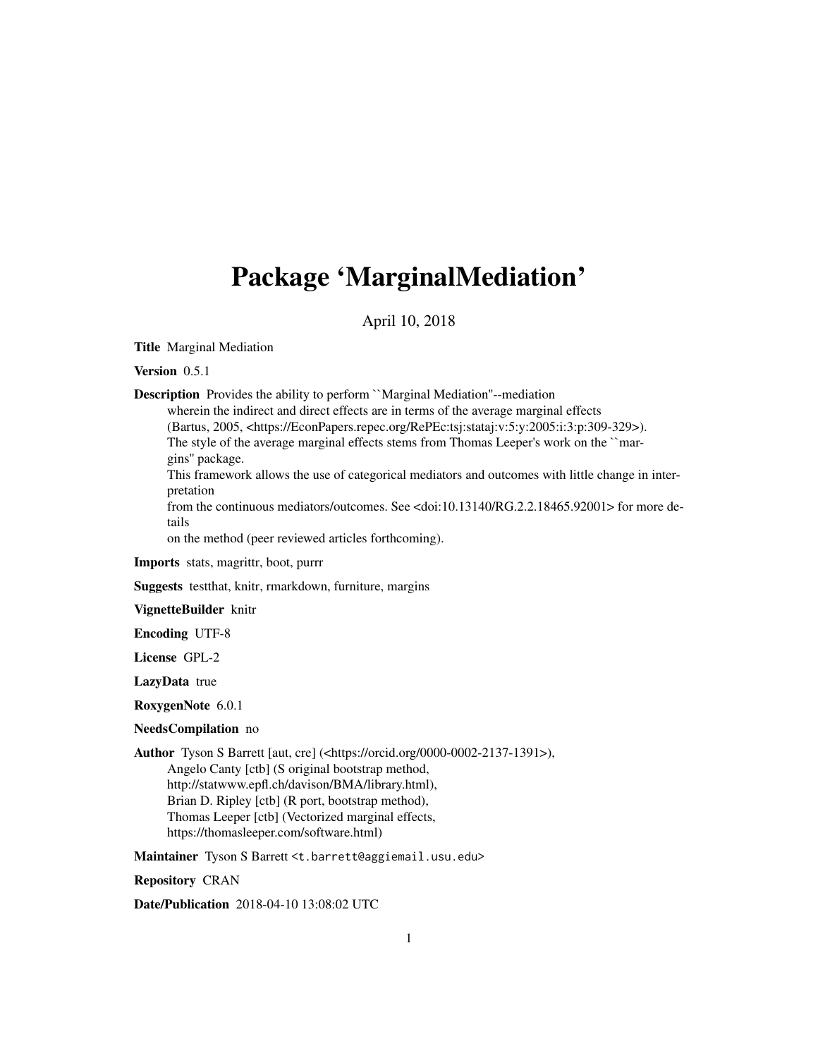# Package 'MarginalMediation'

April 10, 2018

**Title** Marginal Mediation

**Version** 0.5.1

**Description** Provides the ability to perform ``Marginal Mediation''--mediation wherein the indirect and direct effects are in terms of the average marginal effects (Bartus, 2005, <https://EconPapers.repec.org/RePEc:tsj:stataj:v:5:y:2005:i:3:p:309-329>). The style of the average marginal effects stems from Thomas Leeper's work on the ``margins'' package. This framework allows the use of categorical mediators and outcomes with little change in interpretation from the continuous mediators/outcomes. See <doi:10.13140/RG.2.2.18465.92001> for more details on the method (peer reviewed articles forthcoming).

**Imports** stats, magrittr, boot, purrr

**Suggests** testthat, knitr, rmarkdown, furniture, margins

**VignetteBuilder** knitr

**Encoding** UTF-8

**License** GPL-2

**LazyData** true

**RoxygenNote** 6.0.1

**NeedsCompilation** no

**Author** Tyson S Barrett [aut, cre] (<https://orcid.org/0000-0002-2137-1391>), Angelo Canty [ctb] (S original bootstrap method, http://statwww.epfl.ch/davison/BMA/library.html), Brian D. Ripley [ctb] (R port, bootstrap method), Thomas Leeper [ctb] (Vectorized marginal effects, https://thomasleeper.com/software.html)

**Maintainer** Tyson S Barrett <t.barrett@aggiemail.usu.edu>

**Repository** CRAN

**Date/Publication** 2018-04-10 13:08:02 UTC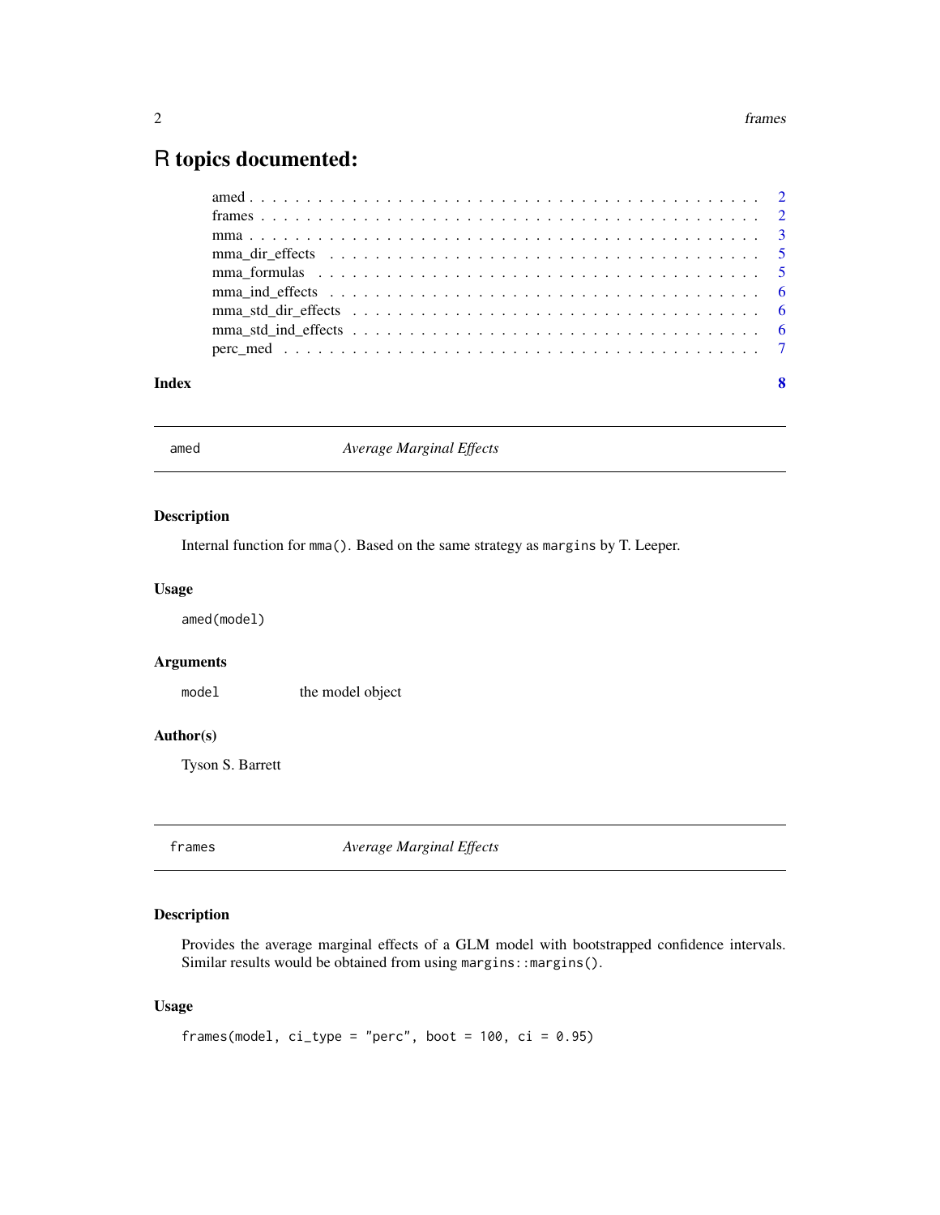# R topics documented:

- amed . . . . . . . . . . . . . . . . . . . . . . . . . . . . . . . . . . . . . . . . . . 2
- frames . . . . . . . . . . . . . . . . . . . . . . . . . . . . . . . . . . . . . . . . . 2
- mma . . . . . . . . . . . . . . . . . . . . . . . . . . . . . . . . . . . . . . . . . . 3
- mma_dir_effects . . . . . . . . . . . . . . . . . . . . . . . . . . . . . . . . . . . 5
- mma_formulas . . . . . . . . . . . . . . . . . . . . . . . . . . . . . . . . . . . . 5
- mma_ind_effects . . . . . . . . . . . . . . . . . . . . . . . . . . . . . . . . . . . 6
- mma_std_dir_effects . . . . . . . . . . . . . . . . . . . . . . . . . . . . . . . . 6
- mma_std_ind_effects . . . . . . . . . . . . . . . . . . . . . . . . . . . . . . . . 6
- perc_med . . . . . . . . . . . . . . . . . . . . . . . . . . . . . . . . . . . . . . . 7

**Index** **8**

---

## amed — *Average Marginal Effects*

### Description

Internal function for `mma()`. Based on the same strategy as `margins` by T. Leeper.

### Usage

```
amed(model)
```

### Arguments

| | |
|---|---|
| `model` | the model object |

### Author(s)

Tyson S. Barrett

---

## frames — *Average Marginal Effects*

### Description

Provides the average marginal effects of a GLM model with bootstrapped confidence intervals. Similar results would be obtained from using `margins::margins()`.

### Usage

```
frames(model, ci_type = "perc", boot = 100, ci = 0.95)
```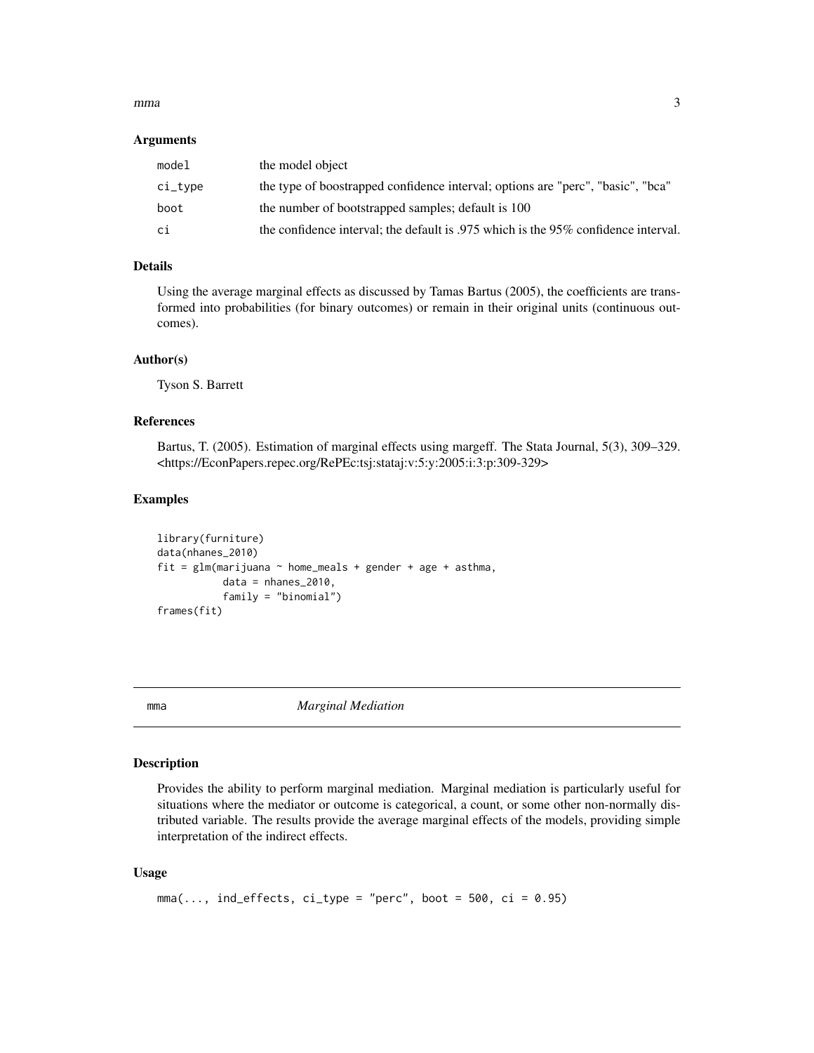### Arguments

| | |
|---|---|
| `model` | the model object |
| `ci_type` | the type of boostrapped confidence interval; options are "perc", "basic", "bca" |
| `boot` | the number of bootstrapped samples; default is 100 |
| `ci` | the confidence interval; the default is .975 which is the 95% confidence interval. |

### Details

Using the average marginal effects as discussed by Tamas Bartus (2005), the coefficients are transformed into probabilities (for binary outcomes) or remain in their original units (continuous outcomes).

### Author(s)

Tyson S. Barrett

### References

Bartus, T. (2005). Estimation of marginal effects using margeff. The Stata Journal, 5(3), 309–329. <https://EconPapers.repec.org/RePEc:tsj:stataj:v:5:y:2005:i:3:p:309-329>

### Examples

```
library(furniture)
data(nhanes_2010)
fit = glm(marijuana ~ home_meals + gender + age + asthma,
          data = nhanes_2010,
          family = "binomial")
frames(fit)
```

---

## mma *Marginal Mediation*

---

### Description

Provides the ability to perform marginal mediation. Marginal mediation is particularly useful for situations where the mediator or outcome is categorical, a count, or some other non-normally distributed variable. The results provide the average marginal effects of the models, providing simple interpretation of the indirect effects.

### Usage

```
mma(..., ind_effects, ci_type = "perc", boot = 500, ci = 0.95)
```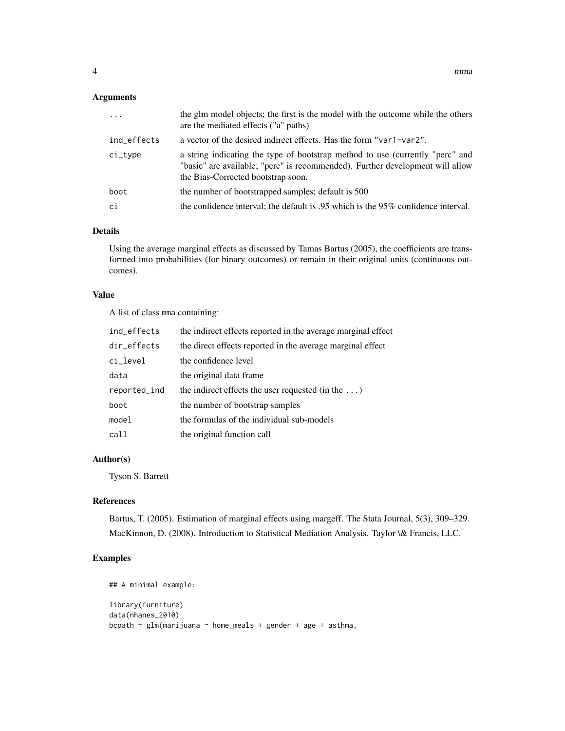### Arguments

| | |
|---|---|
| ... | the glm model objects; the first is the model with the outcome while the others are the mediated effects ("a" paths) |
| ind_effects | a vector of the desired indirect effects. Has the form "var1-var2". |
| ci_type | a string indicating the type of bootstrap method to use (currently "perc" and "basic" are available; "perc" is recommended). Further development will allow the Bias-Corrected bootstrap soon. |
| boot | the number of bootstrapped samples; default is 500 |
| ci | the confidence interval; the default is .95 which is the 95% confidence interval. |

### Details

Using the average marginal effects as discussed by Tamas Bartus (2005), the coefficients are transformed into probabilities (for binary outcomes) or remain in their original units (continuous outcomes).

### Value

A list of class mma containing:

| | |
|---|---|
| ind_effects | the indirect effects reported in the average marginal effect |
| dir_effects | the direct effects reported in the average marginal effect |
| ci_level | the confidence level |
| data | the original data frame |
| reported_ind | the indirect effects the user requested (in the ...) |
| boot | the number of bootstrap samples |
| model | the formulas of the individual sub-models |
| call | the original function call |

### Author(s)

Tyson S. Barrett

### References

Bartus, T. (2005). Estimation of marginal effects using margeff. The Stata Journal, 5(3), 309–329.

MacKinnon, D. (2008). Introduction to Statistical Mediation Analysis. Taylor \& Francis, LLC.

### Examples

```
## A minimal example:

library(furniture)
data(nhanes_2010)
bcpath = glm(marijuana ~ home_meals + gender + age + asthma,
```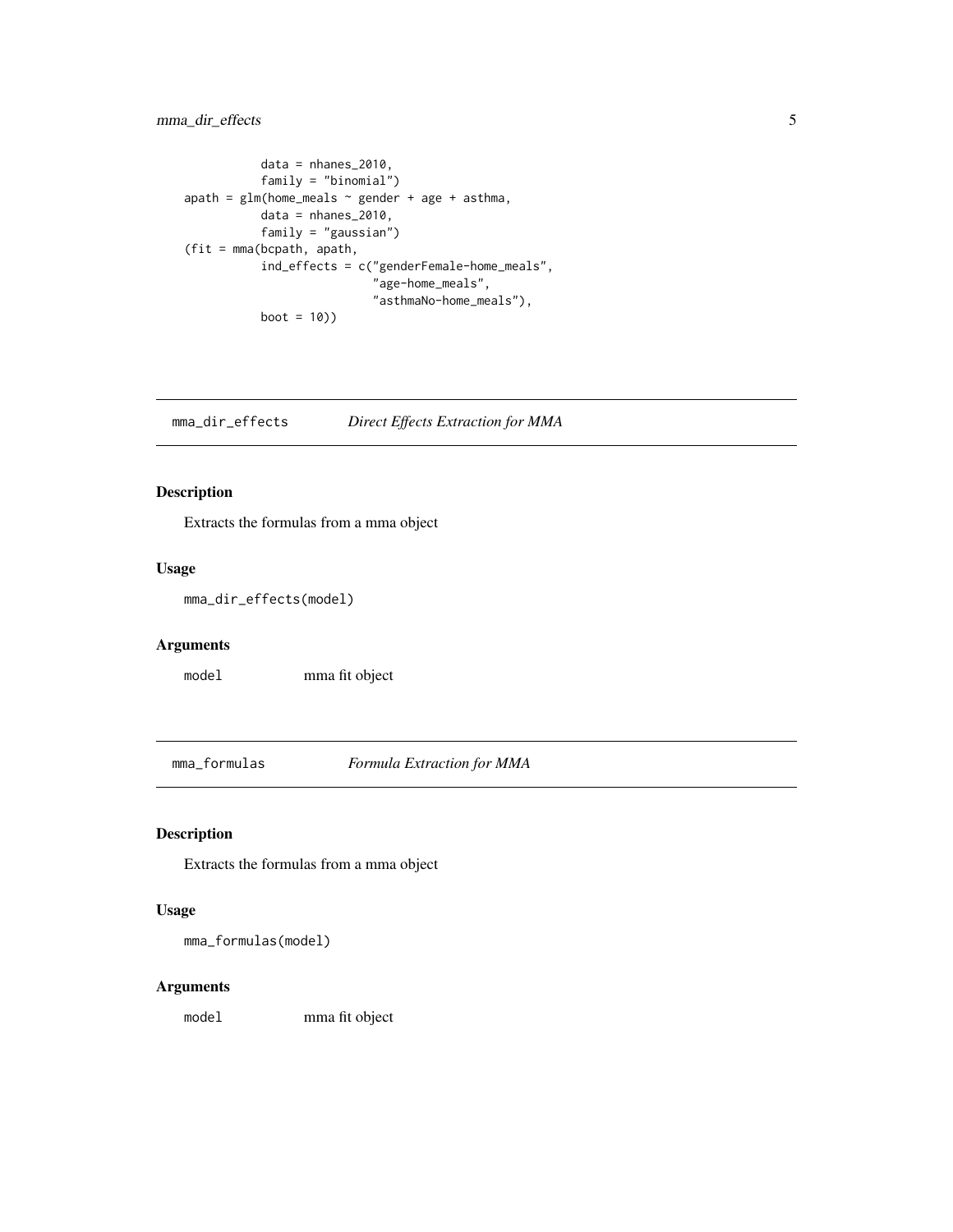```
            data = nhanes_2010,
            family = "binomial")
apath = glm(home_meals ~ gender + age + asthma,
            data = nhanes_2010,
            family = "gaussian")
(fit = mma(bcpath, apath,
            ind_effects = c("genderFemale-home_meals",
                            "age-home_meals",
                            "asthmaNo-home_meals"),
            boot = 10))
```

## `mma_dir_effects` *Direct Effects Extraction for MMA*

### Description

Extracts the formulas from a mma object

### Usage

```
mma_dir_effects(model)
```

### Arguments

| | |
|---|---|
| `model` | mma fit object |

## `mma_formulas` *Formula Extraction for MMA*

### Description

Extracts the formulas from a mma object

### Usage

```
mma_formulas(model)
```

### Arguments

| | |
|---|---|
| `model` | mma fit object |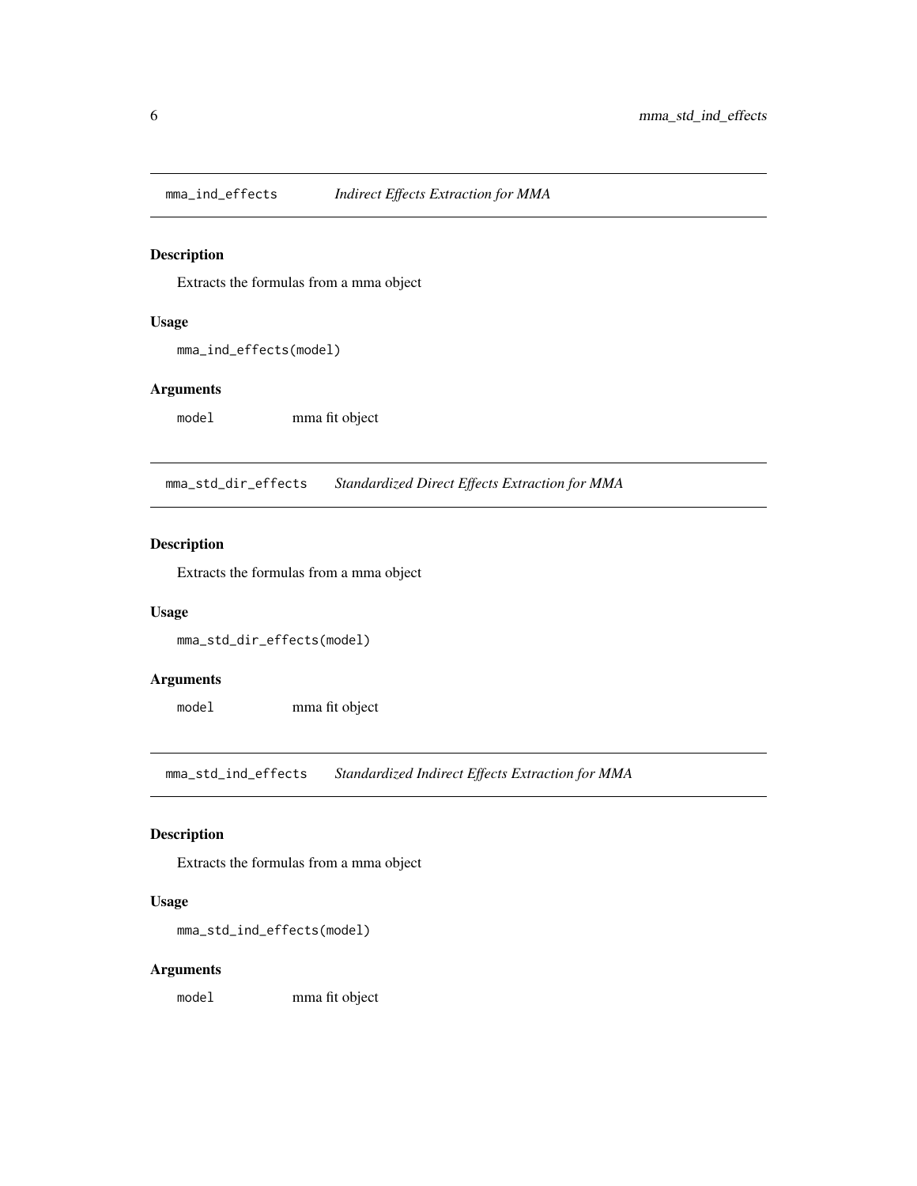## mma_ind_effects — *Indirect Effects Extraction for MMA*

### Description

Extracts the formulas from a mma object

### Usage

```
mma_ind_effects(model)
```

### Arguments

| | |
|---|---|
| `model` | mma fit object |

## mma_std_dir_effects — *Standardized Direct Effects Extraction for MMA*

### Description

Extracts the formulas from a mma object

### Usage

```
mma_std_dir_effects(model)
```

### Arguments

| | |
|---|---|
| `model` | mma fit object |

## mma_std_ind_effects — *Standardized Indirect Effects Extraction for MMA*

### Description

Extracts the formulas from a mma object

### Usage

```
mma_std_ind_effects(model)
```

### Arguments

| | |
|---|---|
| `model` | mma fit object |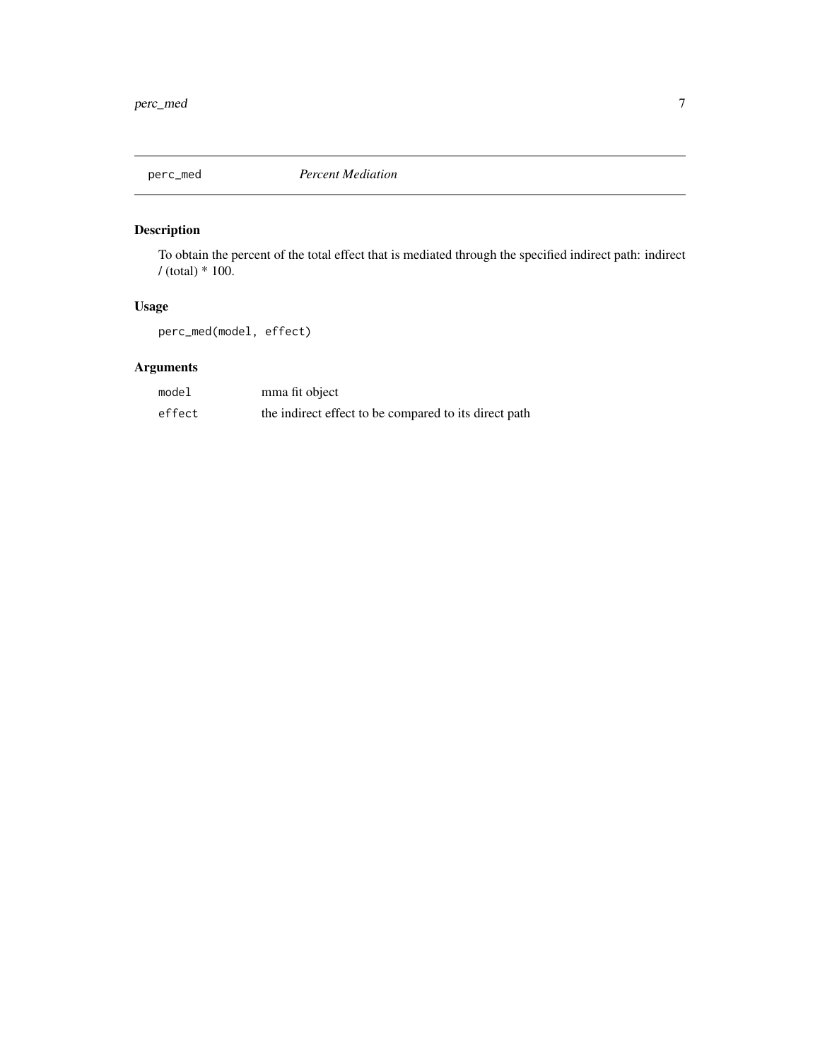# perc_med *Percent Mediation*

## Description

To obtain the percent of the total effect that is mediated through the specified indirect path: indirect / (total) * 100.

## Usage

```
perc_med(model, effect)
```

## Arguments

| | |
|---|---|
| `model` | mma fit object |
| `effect` | the indirect effect to be compared to its direct path |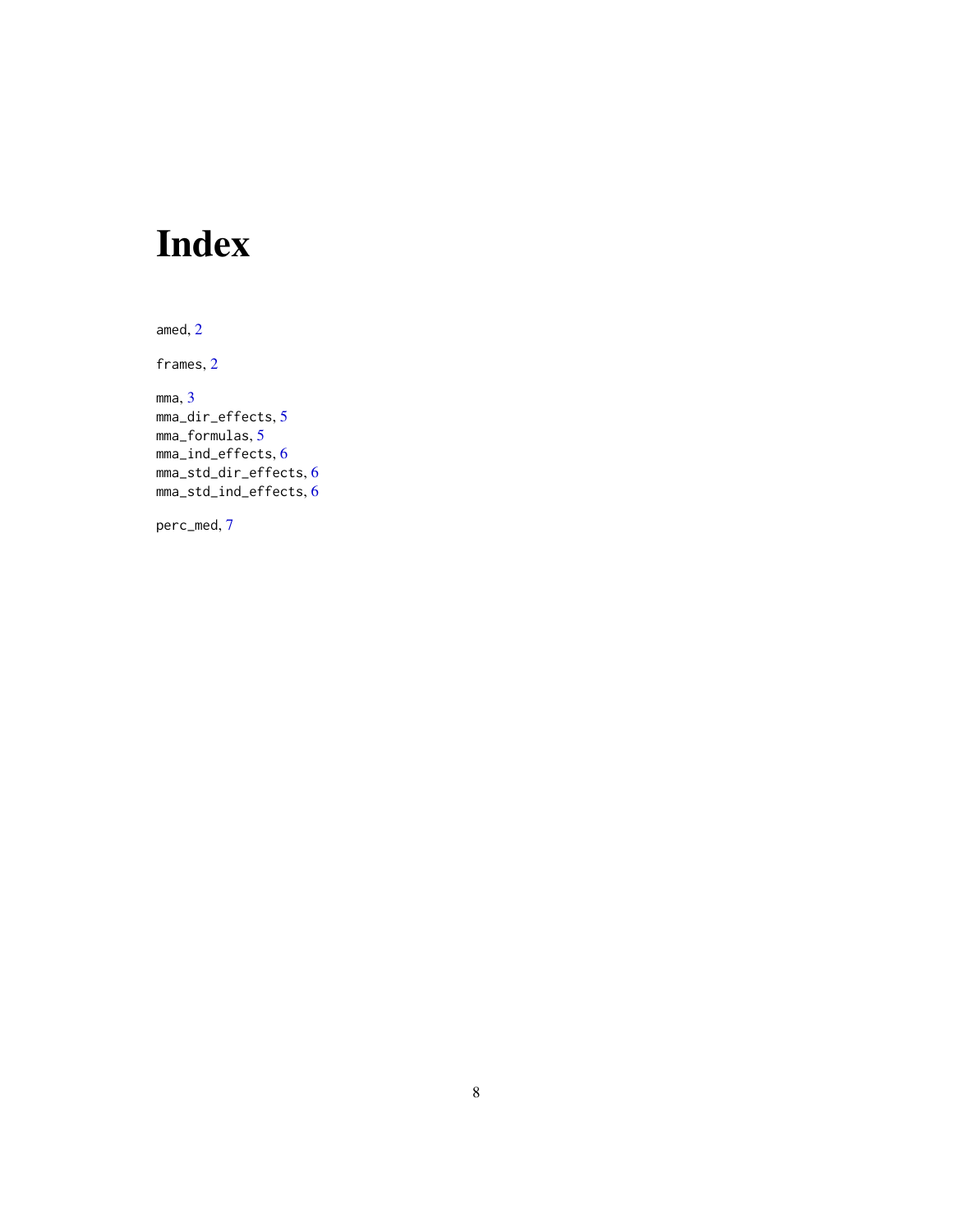# Index

amed, 2

frames, 2

mma, 3
mma_dir_effects, 5
mma_formulas, 5
mma_ind_effects, 6
mma_std_dir_effects, 6
mma_std_ind_effects, 6

perc_med, 7